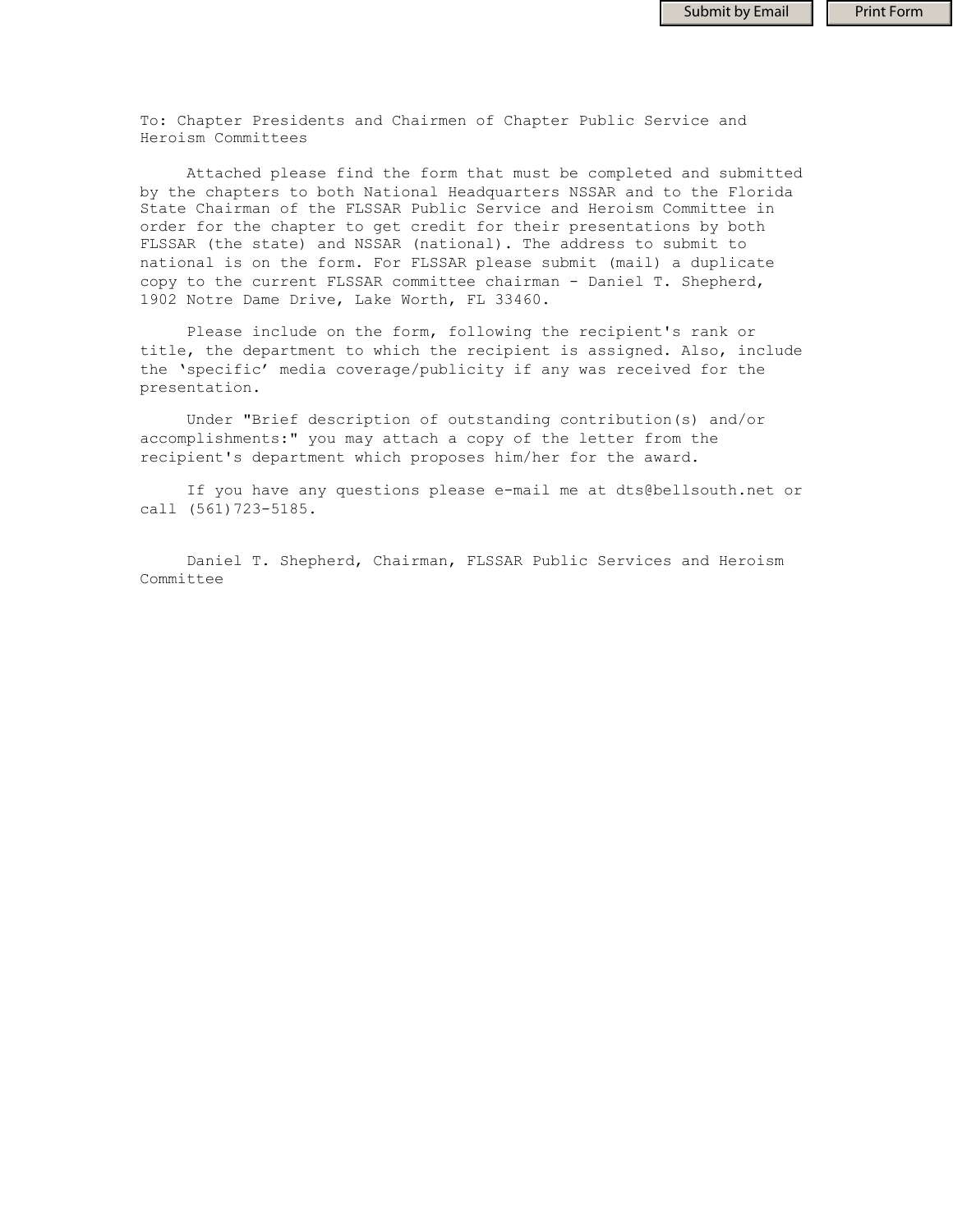To: Chapter Presidents and Chairmen of Chapter Public Service and Heroism Committees

Attached please find the form that must be completed and submitted by the chapters to both National Headquarters NSSAR and to the Florida State Chairman of the FLSSAR Public Service and Heroism Committee in order for the chapter to get credit for their presentations by both FLSSAR (the state) and NSSAR (national). The address to submit to national is on the form. For FLSSAR please submit (mail) a duplicate copy to the current FLSSAR committee chairman - Daniel T. Shepherd, 1902 Notre Dame Drive, Lake Worth, FL 33460.

Please include on the form, following the recipient's rank or title, the department to which the recipient is assigned. Also, include the 'specific' media coverage/publicity if any was received for the presentation.

Under "Brief description of outstanding contribution(s) and/or accomplishments:" you may attach a copy of the letter from the recipient's department which proposes him/her for the award.

If you have any questions please e-mail me at dts@bellsouth.net or call (561)723-5185.

Daniel T. Shepherd, Chairman, FLSSAR Public Services and Heroism Committee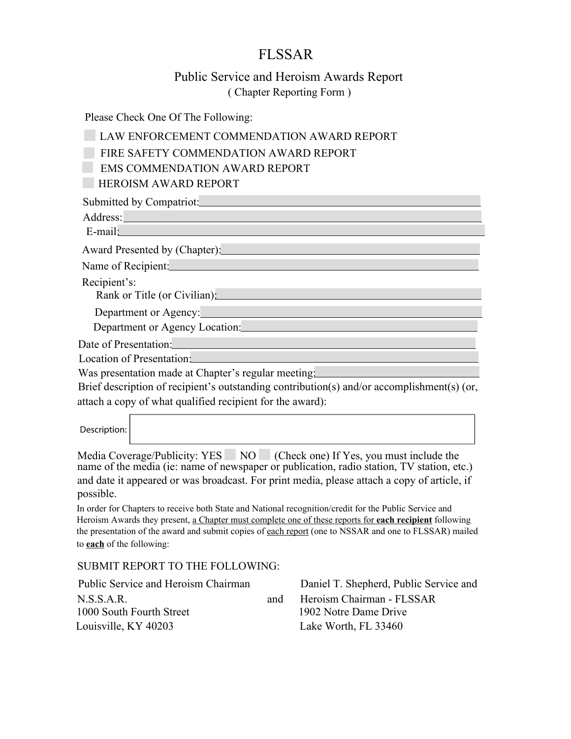# FLSSAR

## Public Service and Heroism Awards Report

( Chapter Reporting Form )

Please Check One Of The Following:

- [ ] LAW ENFORCEMENT COMMENDATION AWARD REPORT
- [ ] FIRE SAFETY COMMENDATION AWARD REPORT
- [ ] EMS COMMENDATION AWARD REPORT
- [ ] HEROISM AWARD REPORT

Submitted by Compatriot: ______________________________

Address: ______________________________

E-mail: ______________________________

Award Presented by (Chapter): ______________________________

Name of Recipient: ______________________________

Recipient's:

Rank or Title (or Civilian): ______________________________

Department or Agency: ______________________________

Department or Agency Location: ______________________________

Date of Presentation: ______________________________

Location of Presentation: ______________________________

Was presentation made at Chapter's regular meeting: ______________________________

Brief description of recipient's outstanding contribution(s) and/or accomplishment(s) (or, attach a copy of what qualified recipient for the award):

Description: ______________________________

Media Coverage/Publicity: YES [ ] NO [ ] (Check one) If Yes, you must include the name of the media (ie: name of newspaper or publication, radio station, TV station, etc.) and date it appeared or was broadcast. For print media, please attach a copy of article, if possible.

In order for Chapters to receive both State and National recognition/credit for the Public Service and Heroism Awards they present, a Chapter must complete one of these reports for **each recipient** following the presentation of the award and submit copies of each report (one to NSSAR and one to FLSSAR) mailed to **each** of the following:

SUBMIT REPORT TO THE FOLLOWING:

Public Service and Heroism Chairman
N.S.S.A.R.
1000 South Fourth Street
Louisville, KY 40203

and

Daniel T. Shepherd, Public Service and Heroism Chairman - FLSSAR
1902 Notre Dame Drive
Lake Worth, FL 33460